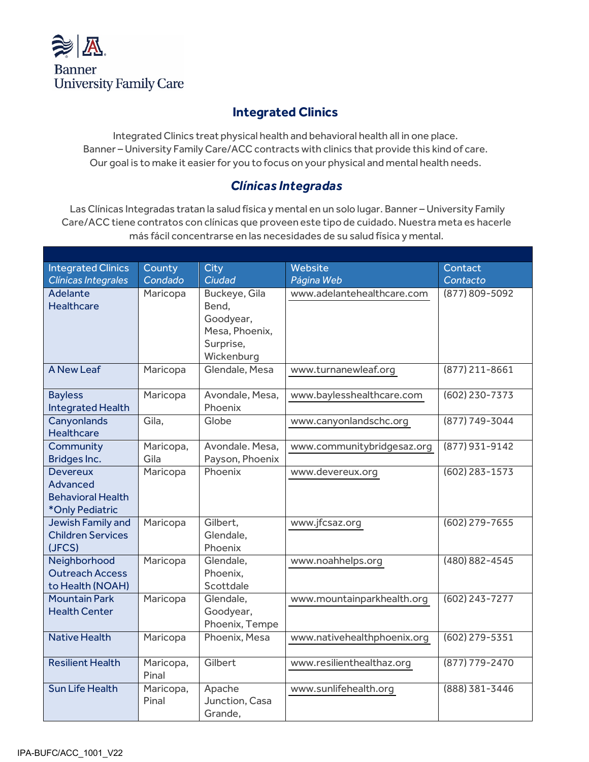Banner
University Family Care

## Integrated Clinics

Integrated Clinics treat physical health and behavioral health all in one place.
Banner – University Family Care/ACC contracts with clinics that provide this kind of care.
Our goal is to make it easier for you to focus on your physical and mental health needs.

## *Clínicas Integradas*

Las Clínicas Integradas tratan la salud física y mental en un solo lugar. Banner – University Family Care/ACC tiene contratos con clínicas que proveen este tipo de cuidado. Nuestra meta es hacerle más fácil concentrarse en las necesidades de su salud física y mental.

| Integrated Clinics *Clínicas Integrales* | County *Condado* | City *Ciudad* | Website *Página Web* | Contact *Contacto* |
|---|---|---|---|---|
| Adelante Healthcare | Maricopa | Buckeye, Gila Bend, Goodyear, Mesa, Phoenix, Surprise, Wickenburg | www.adelantehealthcare.com | (877) 809-5092 |
| A New Leaf | Maricopa | Glendale, Mesa | www.turnanewleaf.org | (877) 211-8661 |
| Bayless Integrated Health | Maricopa | Avondale, Mesa, Phoenix | www.baylesshealthcare.com | (602) 230-7373 |
| Canyonlands Healthcare | Gila, | Globe | www.canyonlandschc.org | (877) 749-3044 |
| Community Bridges Inc. | Maricopa, Gila | Avondale. Mesa, Payson, Phoenix | www.communitybridgesaz.org | (877) 931-9142 |
| Devereux Advanced Behavioral Health *Only Pediatric | Maricopa | Phoenix | www.devereux.org | (602) 283-1573 |
| Jewish Family and Children Services (JFCS) | Maricopa | Gilbert, Glendale, Phoenix | www.jfcsaz.org | (602) 279-7655 |
| Neighborhood Outreach Access to Health (NOAH) | Maricopa | Glendale, Phoenix, Scottdale | www.noahhelps.org | (480) 882-4545 |
| Mountain Park Health Center | Maricopa | Glendale, Goodyear, Phoenix, Tempe | www.mountainparkhealth.org | (602) 243-7277 |
| Native Health | Maricopa | Phoenix, Mesa | www.nativehealthphoenix.org | (602) 279-5351 |
| Resilient Health | Maricopa, Pinal | Gilbert | www.resilienthealthaz.org | (877) 779-2470 |
| Sun Life Health | Maricopa, Pinal | Apache Junction, Casa Grande, | www.sunlifehealth.org | (888) 381-3446 |

IPA-BUFC/ACC_1001_V22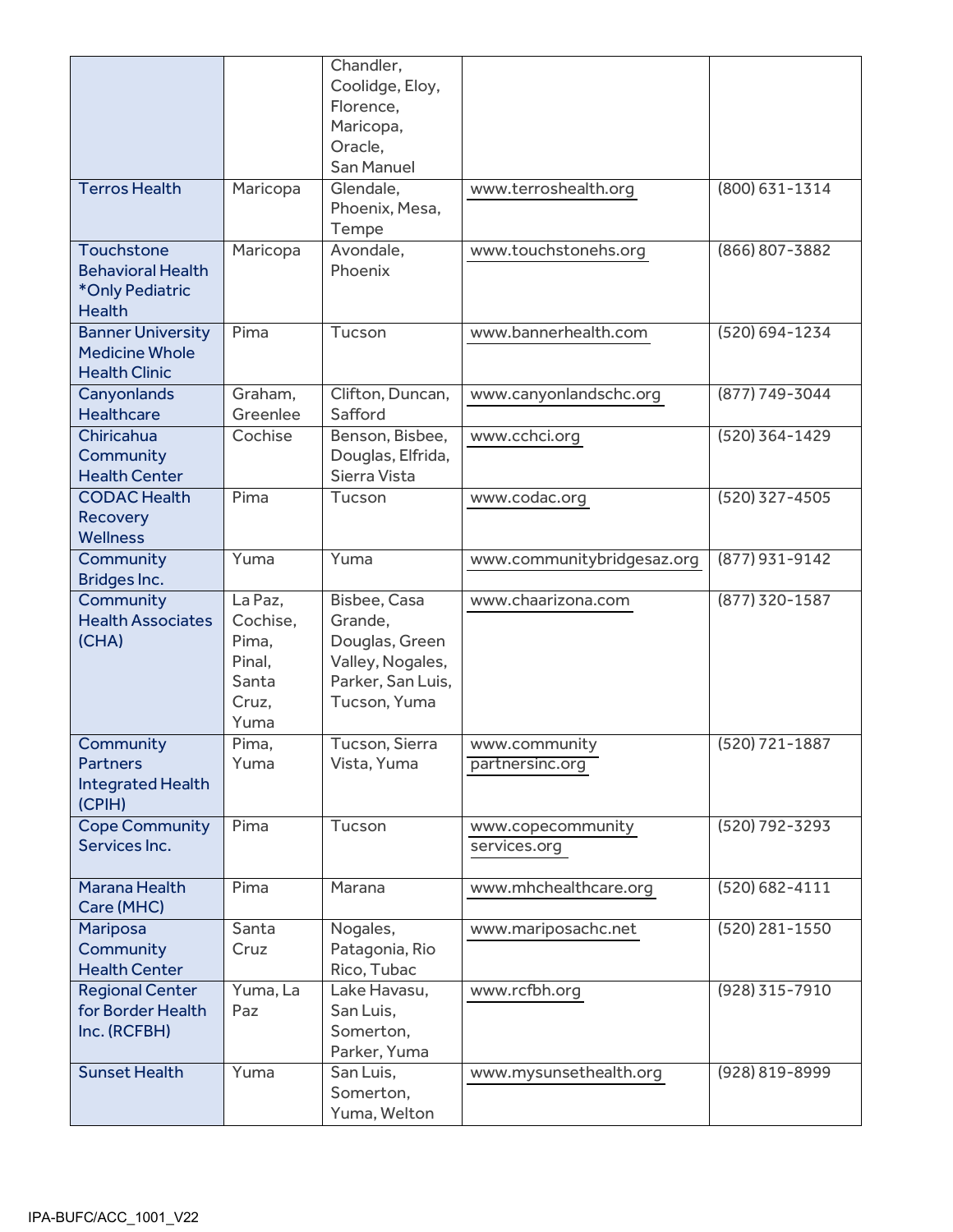| | | | | |
|---|---|---|---|---|
| | | Chandler, Coolidge, Eloy, Florence, Maricopa, Oracle, San Manuel | | |
| Terros Health | Maricopa | Glendale, Phoenix, Mesa, Tempe | www.terroshealth.org | (800) 631-1314 |
| Touchstone Behavioral Health *Only Pediatric Health | Maricopa | Avondale, Phoenix | www.touchstonehs.org | (866) 807-3882 |
| Banner University Medicine Whole Health Clinic | Pima | Tucson | www.bannerhealth.com | (520) 694-1234 |
| Canyonlands Healthcare | Graham, Greenlee | Clifton, Duncan, Safford | www.canyonlandschc.org | (877) 749-3044 |
| Chiricahua Community Health Center | Cochise | Benson, Bisbee, Douglas, Elfrida, Sierra Vista | www.cchci.org | (520) 364-1429 |
| CODAC Health Recovery Wellness | Pima | Tucson | www.codac.org | (520) 327-4505 |
| Community Bridges Inc. | Yuma | Yuma | www.communitybridgesaz.org | (877) 931-9142 |
| Community Health Associates (CHA) | La Paz, Cochise, Pima, Pinal, Santa Cruz, Yuma | Bisbee, Casa Grande, Douglas, Green Valley, Nogales, Parker, San Luis, Tucson, Yuma | www.chaarizona.com | (877) 320-1587 |
| Community Partners Integrated Health (CPIH) | Pima, Yuma | Tucson, Sierra Vista, Yuma | www.community partnersinc.org | (520) 721-1887 |
| Cope Community Services Inc. | Pima | Tucson | www.copecommunity services.org | (520) 792-3293 |
| Marana Health Care (MHC) | Pima | Marana | www.mhchealthcare.org | (520) 682-4111 |
| Mariposa Community Health Center | Santa Cruz | Nogales, Patagonia, Rio Rico, Tubac | www.mariposachc.net | (520) 281-1550 |
| Regional Center for Border Health Inc. (RCFBH) | Yuma, La Paz | Lake Havasu, San Luis, Somerton, Parker, Yuma | www.rcfbh.org | (928) 315-7910 |
| Sunset Health | Yuma | San Luis, Somerton, Yuma, Welton | www.mysunsethealth.org | (928) 819-8999 |

IPA-BUFC/ACC_1001_V22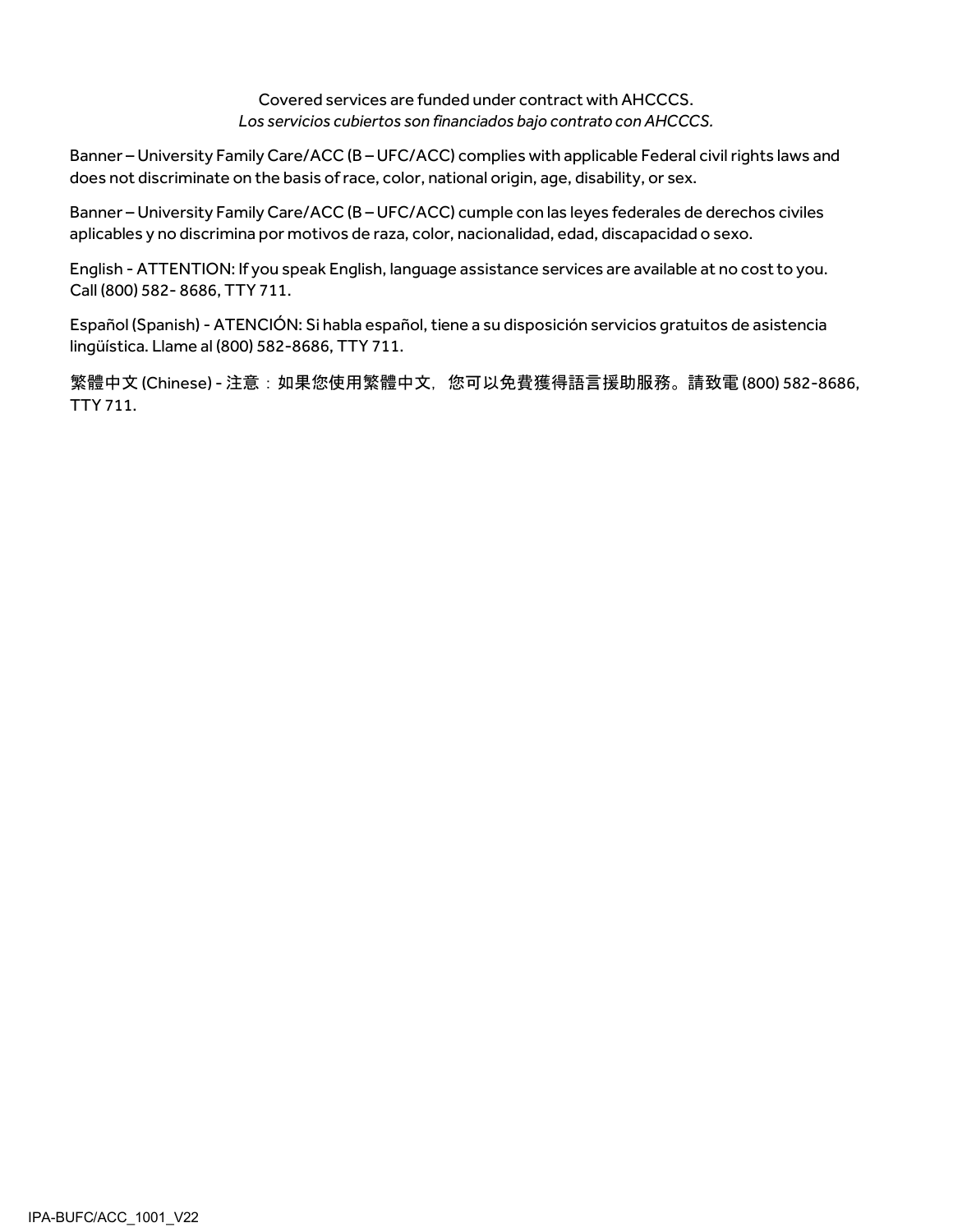Covered services are funded under contract with AHCCCS.
*Los servicios cubiertos son financiados bajo contrato con AHCCCS.*

Banner – University Family Care/ACC (B – UFC/ACC) complies with applicable Federal civil rights laws and does not discriminate on the basis of race, color, national origin, age, disability, or sex.

Banner – University Family Care/ACC (B – UFC/ACC) cumple con las leyes federales de derechos civiles aplicables y no discrimina por motivos de raza, color, nacionalidad, edad, discapacidad o sexo.

English - ATTENTION: If you speak English, language assistance services are available at no cost to you. Call (800) 582- 8686, TTY 711.

Español (Spanish) - ATENCIÓN: Si habla español, tiene a su disposición servicios gratuitos de asistencia lingüística. Llame al (800) 582-8686, TTY 711.

繁體中文 (Chinese) - 注意：如果您使用繁體中文，您可以免費獲得語言援助服務。請致電 (800) 582-8686, TTY 711.

IPA-BUFC/ACC_1001_V22